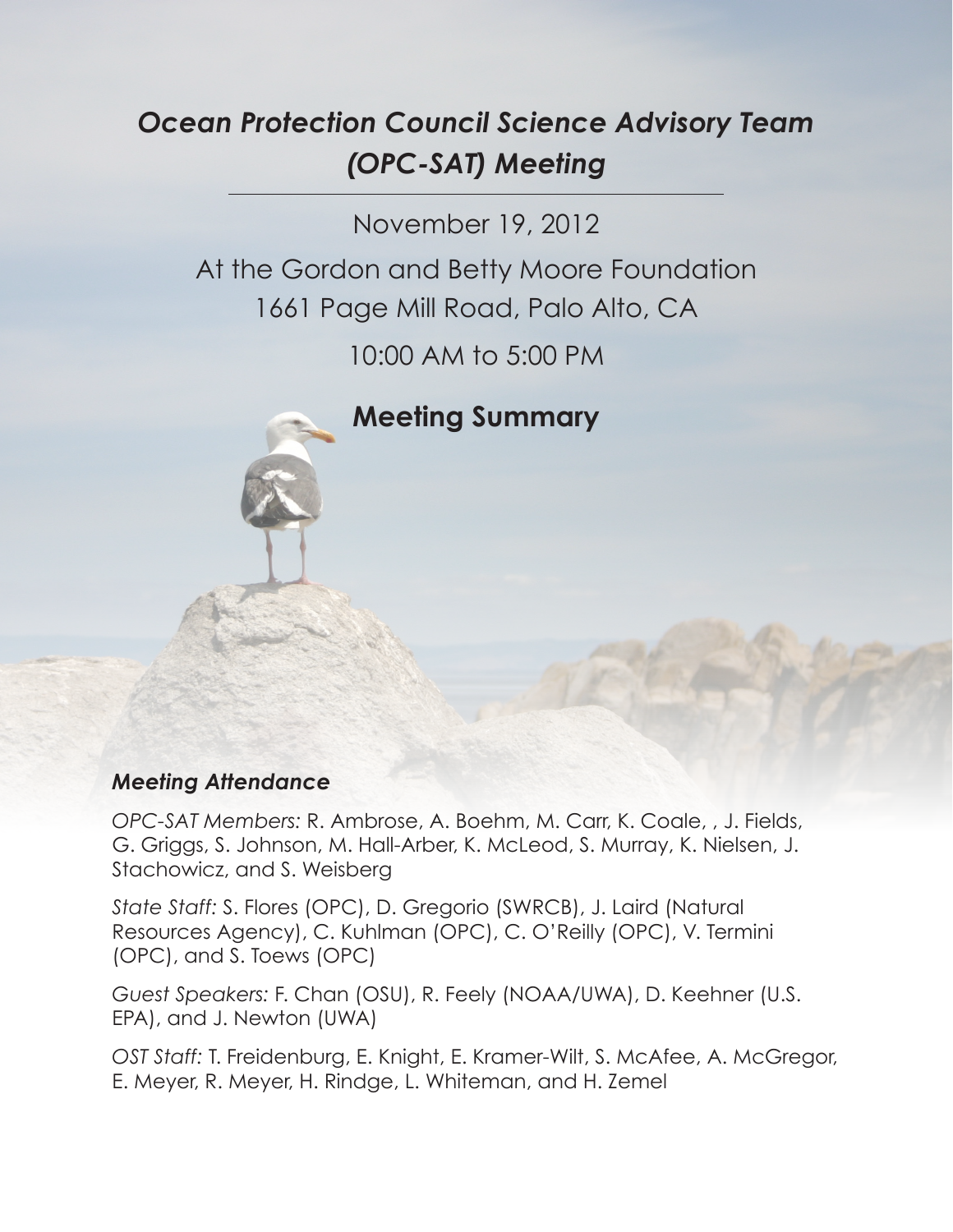# *Ocean Protection Council Science Advisory Team (OPC-SAT) Meeting*

November 19, 2012

At the Gordon and Betty Moore Foundation
1661 Page Mill Road, Palo Alto, CA

10:00 AM to 5:00 PM

## Meeting Summary

### *Meeting Attendance*

*OPC-SAT Members:* R. Ambrose, A. Boehm, M. Carr, K. Coale, , J. Fields, G. Griggs, S. Johnson, M. Hall-Arber, K. McLeod, S. Murray, K. Nielsen, J. Stachowicz, and S. Weisberg

*State Staff:* S. Flores (OPC), D. Gregorio (SWRCB), J. Laird (Natural Resources Agency), C. Kuhlman (OPC), C. O'Reilly (OPC), V. Termini (OPC), and S. Toews (OPC)

*Guest Speakers:* F. Chan (OSU), R. Feely (NOAA/UWA), D. Keehner (U.S. EPA), and J. Newton (UWA)

*OST Staff:* T. Freidenburg, E. Knight, E. Kramer-Wilt, S. McAfee, A. McGregor, E. Meyer, R. Meyer, H. Rindge, L. Whiteman, and H. Zemel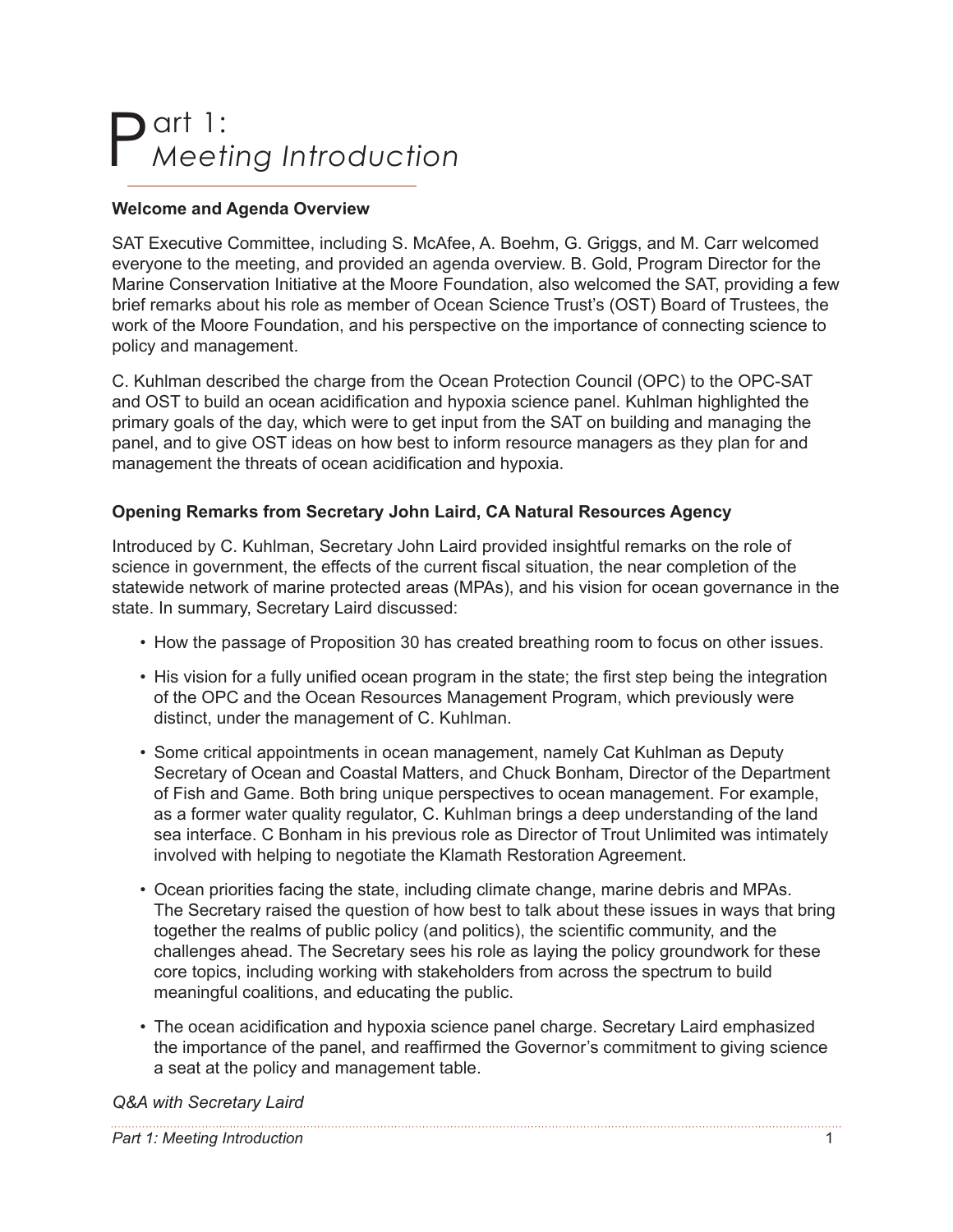# Part 1: *Meeting Introduction*

**Welcome and Agenda Overview**

SAT Executive Committee, including S. McAfee, A. Boehm, G. Griggs, and M. Carr welcomed everyone to the meeting, and provided an agenda overview. B. Gold, Program Director for the Marine Conservation Initiative at the Moore Foundation, also welcomed the SAT, providing a few brief remarks about his role as member of Ocean Science Trust's (OST) Board of Trustees, the work of the Moore Foundation, and his perspective on the importance of connecting science to policy and management.

C. Kuhlman described the charge from the Ocean Protection Council (OPC) to the OPC-SAT and OST to build an ocean acidification and hypoxia science panel. Kuhlman highlighted the primary goals of the day, which were to get input from the SAT on building and managing the panel, and to give OST ideas on how best to inform resource managers as they plan for and management the threats of ocean acidification and hypoxia.

**Opening Remarks from Secretary John Laird, CA Natural Resources Agency**

Introduced by C. Kuhlman, Secretary John Laird provided insightful remarks on the role of science in government, the effects of the current fiscal situation, the near completion of the statewide network of marine protected areas (MPAs), and his vision for ocean governance in the state. In summary, Secretary Laird discussed:

- How the passage of Proposition 30 has created breathing room to focus on other issues.
- His vision for a fully unified ocean program in the state; the first step being the integration of the OPC and the Ocean Resources Management Program, which previously were distinct, under the management of C. Kuhlman.
- Some critical appointments in ocean management, namely Cat Kuhlman as Deputy Secretary of Ocean and Coastal Matters, and Chuck Bonham, Director of the Department of Fish and Game. Both bring unique perspectives to ocean management. For example, as a former water quality regulator, C. Kuhlman brings a deep understanding of the land sea interface. C Bonham in his previous role as Director of Trout Unlimited was intimately involved with helping to negotiate the Klamath Restoration Agreement.
- Ocean priorities facing the state, including climate change, marine debris and MPAs. The Secretary raised the question of how best to talk about these issues in ways that bring together the realms of public policy (and politics), the scientific community, and the challenges ahead. The Secretary sees his role as laying the policy groundwork for these core topics, including working with stakeholders from across the spectrum to build meaningful coalitions, and educating the public.
- The ocean acidification and hypoxia science panel charge. Secretary Laird emphasized the importance of the panel, and reaffirmed the Governor's commitment to giving science a seat at the policy and management table.

*Q&A with Secretary Laird*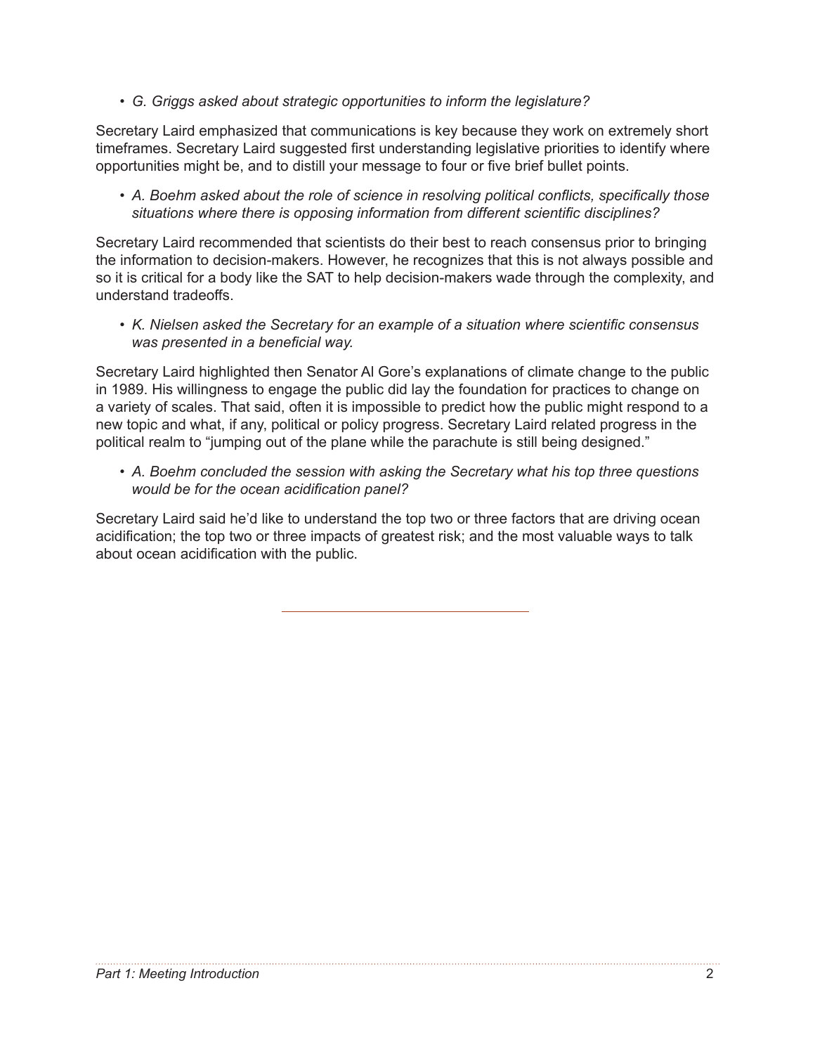- *G. Griggs asked about strategic opportunities to inform the legislature?*

Secretary Laird emphasized that communications is key because they work on extremely short timeframes. Secretary Laird suggested first understanding legislative priorities to identify where opportunities might be, and to distill your message to four or five brief bullet points.

- *A. Boehm asked about the role of science in resolving political conflicts, specifically those situations where there is opposing information from different scientific disciplines?*

Secretary Laird recommended that scientists do their best to reach consensus prior to bringing the information to decision-makers. However, he recognizes that this is not always possible and so it is critical for a body like the SAT to help decision-makers wade through the complexity, and understand tradeoffs.

- *K. Nielsen asked the Secretary for an example of a situation where scientific consensus was presented in a beneficial way.*

Secretary Laird highlighted then Senator Al Gore's explanations of climate change to the public in 1989. His willingness to engage the public did lay the foundation for practices to change on a variety of scales. That said, often it is impossible to predict how the public might respond to a new topic and what, if any, political or policy progress. Secretary Laird related progress in the political realm to "jumping out of the plane while the parachute is still being designed."

- *A. Boehm concluded the session with asking the Secretary what his top three questions would be for the ocean acidification panel?*

Secretary Laird said he'd like to understand the top two or three factors that are driving ocean acidification; the top two or three impacts of greatest risk; and the most valuable ways to talk about ocean acidification with the public.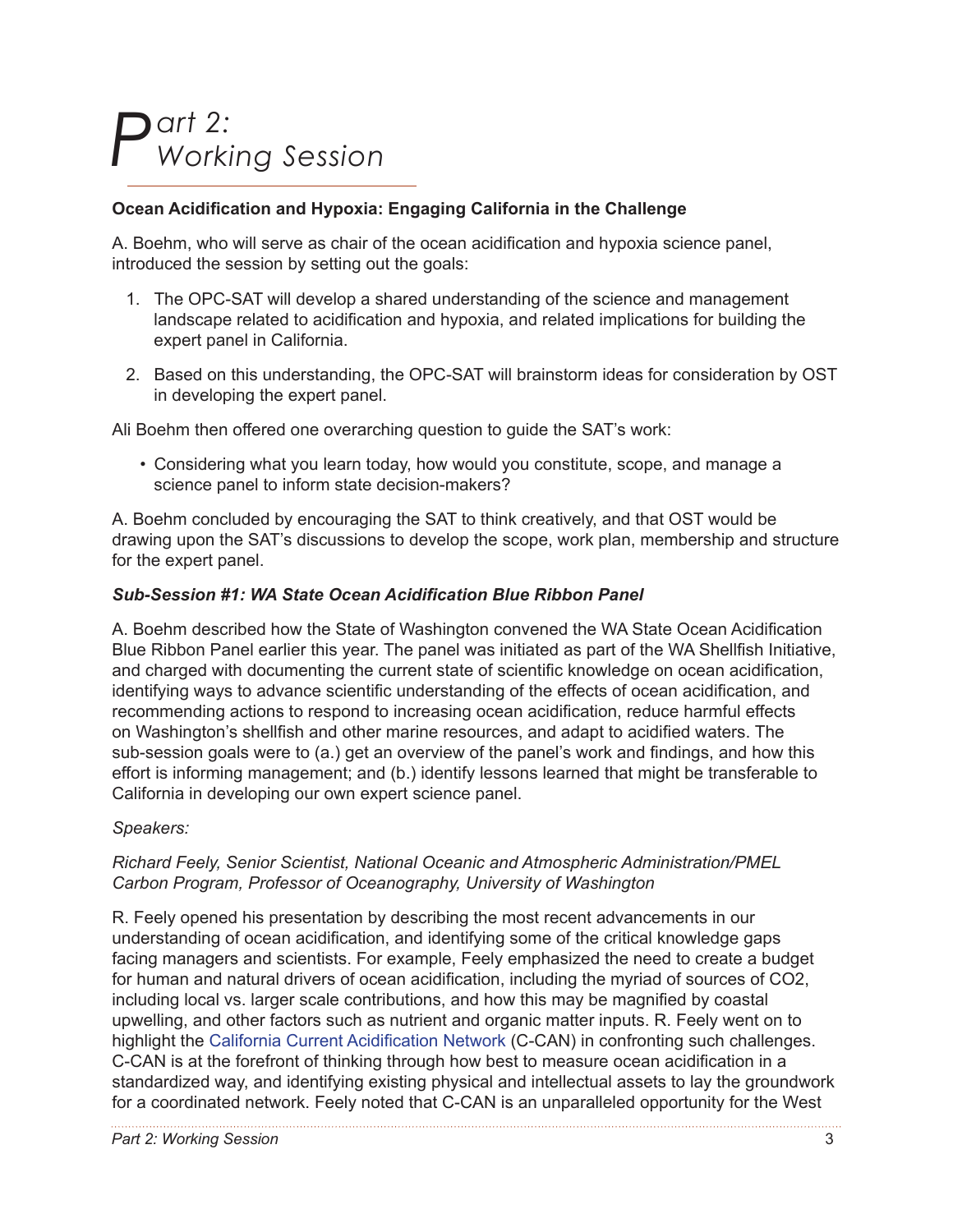# Part 2: Working Session

**Ocean Acidification and Hypoxia: Engaging California in the Challenge**

A. Boehm, who will serve as chair of the ocean acidification and hypoxia science panel, introduced the session by setting out the goals:

1. The OPC-SAT will develop a shared understanding of the science and management landscape related to acidification and hypoxia, and related implications for building the expert panel in California.

2. Based on this understanding, the OPC-SAT will brainstorm ideas for consideration by OST in developing the expert panel.

Ali Boehm then offered one overarching question to guide the SAT's work:

- Considering what you learn today, how would you constitute, scope, and manage a science panel to inform state decision-makers?

A. Boehm concluded by encouraging the SAT to think creatively, and that OST would be drawing upon the SAT's discussions to develop the scope, work plan, membership and structure for the expert panel.

***Sub-Session #1: WA State Ocean Acidification Blue Ribbon Panel***

A. Boehm described how the State of Washington convened the WA State Ocean Acidification Blue Ribbon Panel earlier this year. The panel was initiated as part of the WA Shellfish Initiative, and charged with documenting the current state of scientific knowledge on ocean acidification, identifying ways to advance scientific understanding of the effects of ocean acidification, and recommending actions to respond to increasing ocean acidification, reduce harmful effects on Washington's shellfish and other marine resources, and adapt to acidified waters. The sub-session goals were to (a.) get an overview of the panel's work and findings, and how this effort is informing management; and (b.) identify lessons learned that might be transferable to California in developing our own expert science panel.

*Speakers:*

*Richard Feely, Senior Scientist, National Oceanic and Atmospheric Administration/PMEL Carbon Program, Professor of Oceanography, University of Washington*

R. Feely opened his presentation by describing the most recent advancements in our understanding of ocean acidification, and identifying some of the critical knowledge gaps facing managers and scientists. For example, Feely emphasized the need to create a budget for human and natural drivers of ocean acidification, including the myriad of sources of $CO_2$, including local vs. larger scale contributions, and how this may be magnified by coastal upwelling, and other factors such as nutrient and organic matter inputs. R. Feely went on to highlight the California Current Acidification Network (C-CAN) in confronting such challenges. C-CAN is at the forefront of thinking through how best to measure ocean acidification in a standardized way, and identifying existing physical and intellectual assets to lay the groundwork for a coordinated network. Feely noted that C-CAN is an unparalleled opportunity for the West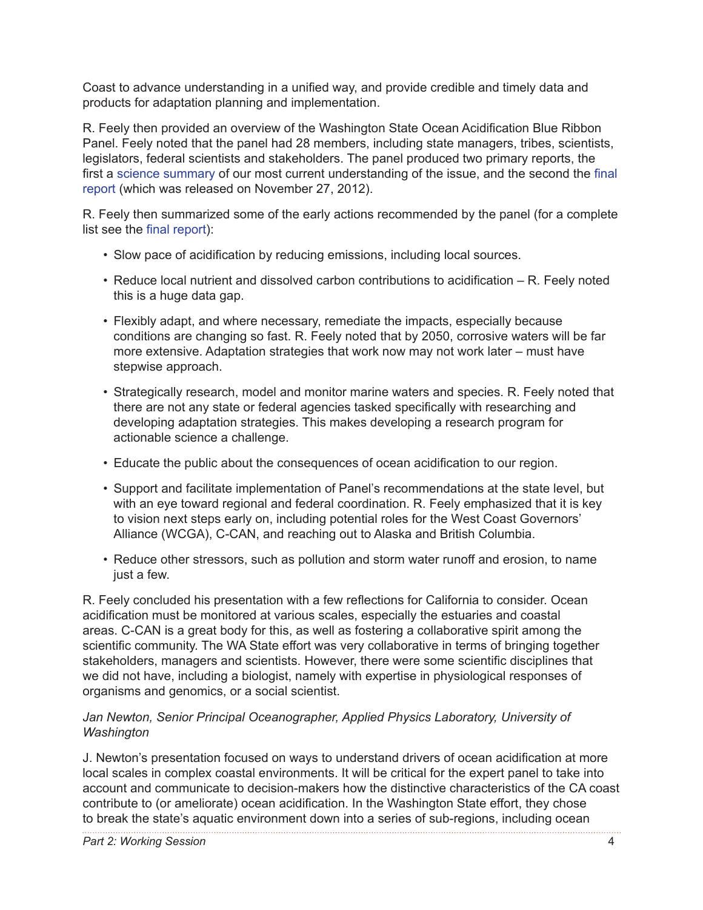Coast to advance understanding in a unified way, and provide credible and timely data and products for adaptation planning and implementation.

R. Feely then provided an overview of the Washington State Ocean Acidification Blue Ribbon Panel. Feely noted that the panel had 28 members, including state managers, tribes, scientists, legislators, federal scientists and stakeholders. The panel produced two primary reports, the first a science summary of our most current understanding of the issue, and the second the final report (which was released on November 27, 2012).

R. Feely then summarized some of the early actions recommended by the panel (for a complete list see the final report):

- Slow pace of acidification by reducing emissions, including local sources.
- Reduce local nutrient and dissolved carbon contributions to acidification – R. Feely noted this is a huge data gap.
- Flexibly adapt, and where necessary, remediate the impacts, especially because conditions are changing so fast. R. Feely noted that by 2050, corrosive waters will be far more extensive. Adaptation strategies that work now may not work later – must have stepwise approach.
- Strategically research, model and monitor marine waters and species. R. Feely noted that there are not any state or federal agencies tasked specifically with researching and developing adaptation strategies. This makes developing a research program for actionable science a challenge.
- Educate the public about the consequences of ocean acidification to our region.
- Support and facilitate implementation of Panel's recommendations at the state level, but with an eye toward regional and federal coordination. R. Feely emphasized that it is key to vision next steps early on, including potential roles for the West Coast Governors' Alliance (WCGA), C-CAN, and reaching out to Alaska and British Columbia.
- Reduce other stressors, such as pollution and storm water runoff and erosion, to name just a few.

R. Feely concluded his presentation with a few reflections for California to consider. Ocean acidification must be monitored at various scales, especially the estuaries and coastal areas. C-CAN is a great body for this, as well as fostering a collaborative spirit among the scientific community. The WA State effort was very collaborative in terms of bringing together stakeholders, managers and scientists. However, there were some scientific disciplines that we did not have, including a biologist, namely with expertise in physiological responses of organisms and genomics, or a social scientist.

*Jan Newton, Senior Principal Oceanographer, Applied Physics Laboratory, University of Washington*

J. Newton's presentation focused on ways to understand drivers of ocean acidification at more local scales in complex coastal environments. It will be critical for the expert panel to take into account and communicate to decision-makers how the distinctive characteristics of the CA coast contribute to (or ameliorate) ocean acidification. In the Washington State effort, they chose to break the state's aquatic environment down into a series of sub-regions, including ocean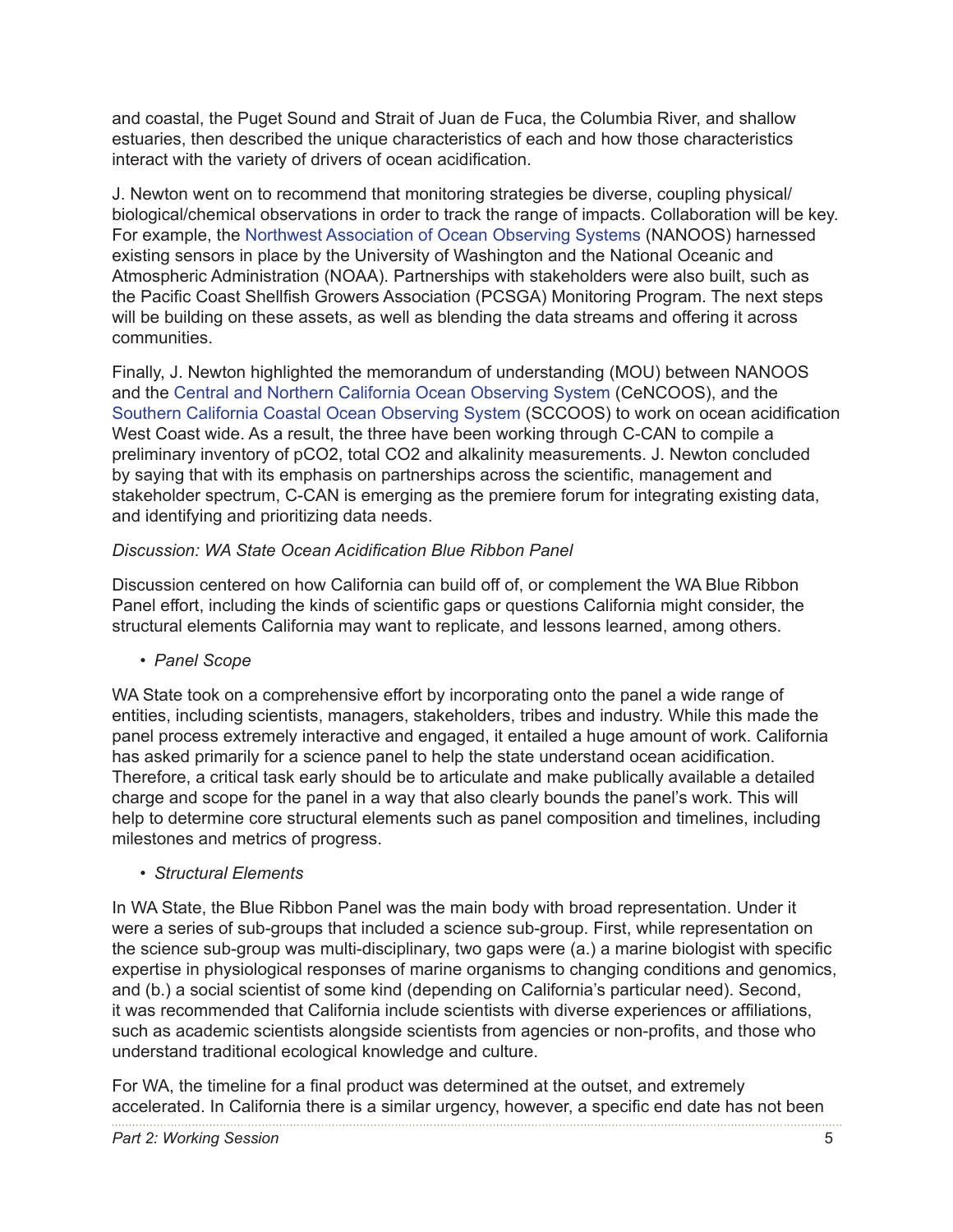and coastal, the Puget Sound and Strait of Juan de Fuca, the Columbia River, and shallow estuaries, then described the unique characteristics of each and how those characteristics interact with the variety of drivers of ocean acidification.

J. Newton went on to recommend that monitoring strategies be diverse, coupling physical/biological/chemical observations in order to track the range of impacts. Collaboration will be key. For example, the Northwest Association of Ocean Observing Systems (NANOOS) harnessed existing sensors in place by the University of Washington and the National Oceanic and Atmospheric Administration (NOAA). Partnerships with stakeholders were also built, such as the Pacific Coast Shellfish Growers Association (PCSGA) Monitoring Program. The next steps will be building on these assets, as well as blending the data streams and offering it across communities.

Finally, J. Newton highlighted the memorandum of understanding (MOU) between NANOOS and the Central and Northern California Ocean Observing System (CeNCOOS), and the Southern California Coastal Ocean Observing System (SCCOOS) to work on ocean acidification West Coast wide. As a result, the three have been working through C-CAN to compile a preliminary inventory of $pCO_2$, total $CO_2$ and alkalinity measurements. J. Newton concluded by saying that with its emphasis on partnerships across the scientific, management and stakeholder spectrum, C-CAN is emerging as the premiere forum for integrating existing data, and identifying and prioritizing data needs.

*Discussion: WA State Ocean Acidification Blue Ribbon Panel*

Discussion centered on how California can build off of, or complement the WA Blue Ribbon Panel effort, including the kinds of scientific gaps or questions California might consider, the structural elements California may want to replicate, and lessons learned, among others.

- *Panel Scope*

WA State took on a comprehensive effort by incorporating onto the panel a wide range of entities, including scientists, managers, stakeholders, tribes and industry. While this made the panel process extremely interactive and engaged, it entailed a huge amount of work. California has asked primarily for a science panel to help the state understand ocean acidification. Therefore, a critical task early should be to articulate and make publically available a detailed charge and scope for the panel in a way that also clearly bounds the panel's work. This will help to determine core structural elements such as panel composition and timelines, including milestones and metrics of progress.

- *Structural Elements*

In WA State, the Blue Ribbon Panel was the main body with broad representation. Under it were a series of sub-groups that included a science sub-group. First, while representation on the science sub-group was multi-disciplinary, two gaps were (a.) a marine biologist with specific expertise in physiological responses of marine organisms to changing conditions and genomics, and (b.) a social scientist of some kind (depending on California's particular need). Second, it was recommended that California include scientists with diverse experiences or affiliations, such as academic scientists alongside scientists from agencies or non-profits, and those who understand traditional ecological knowledge and culture.

For WA, the timeline for a final product was determined at the outset, and extremely accelerated. In California there is a similar urgency, however, a specific end date has not been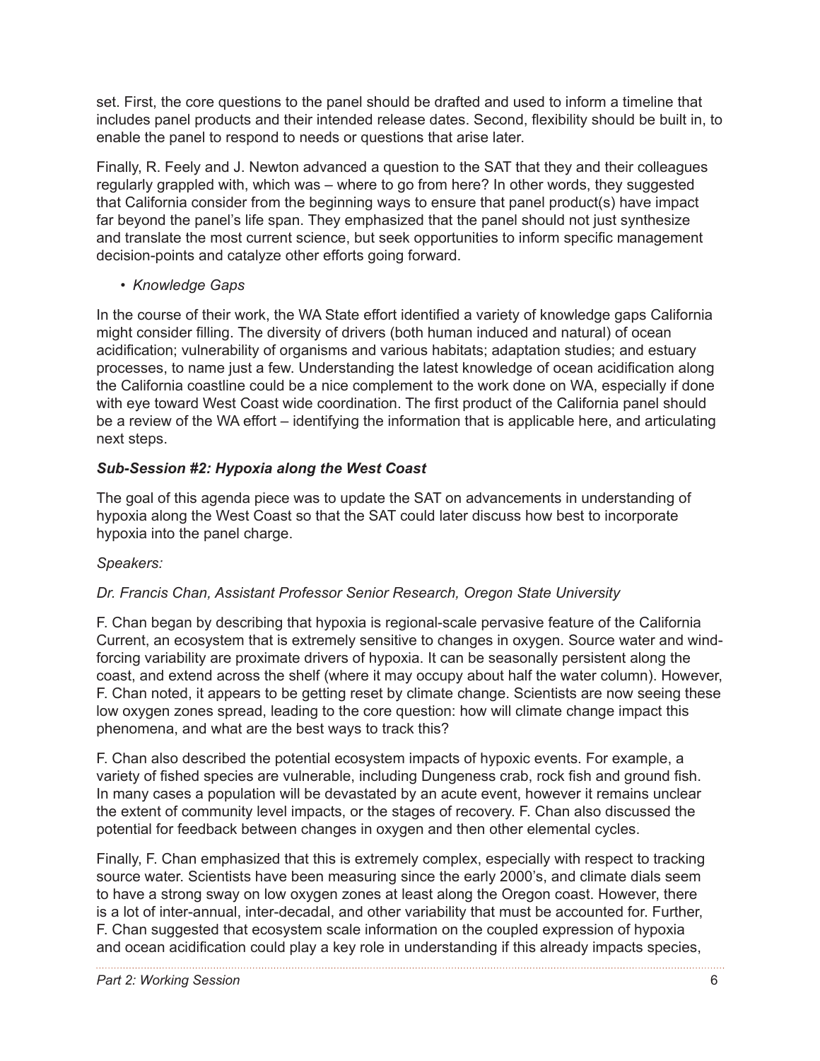set. First, the core questions to the panel should be drafted and used to inform a timeline that includes panel products and their intended release dates. Second, flexibility should be built in, to enable the panel to respond to needs or questions that arise later.

Finally, R. Feely and J. Newton advanced a question to the SAT that they and their colleagues regularly grappled with, which was – where to go from here? In other words, they suggested that California consider from the beginning ways to ensure that panel product(s) have impact far beyond the panel's life span. They emphasized that the panel should not just synthesize and translate the most current science, but seek opportunities to inform specific management decision-points and catalyze other efforts going forward.

- *Knowledge Gaps*

In the course of their work, the WA State effort identified a variety of knowledge gaps California might consider filling. The diversity of drivers (both human induced and natural) of ocean acidification; vulnerability of organisms and various habitats; adaptation studies; and estuary processes, to name just a few. Understanding the latest knowledge of ocean acidification along the California coastline could be a nice complement to the work done on WA, especially if done with eye toward West Coast wide coordination. The first product of the California panel should be a review of the WA effort – identifying the information that is applicable here, and articulating next steps.

***Sub-Session #2: Hypoxia along the West Coast***

The goal of this agenda piece was to update the SAT on advancements in understanding of hypoxia along the West Coast so that the SAT could later discuss how best to incorporate hypoxia into the panel charge.

*Speakers:*

*Dr. Francis Chan, Assistant Professor Senior Research, Oregon State University*

F. Chan began by describing that hypoxia is regional-scale pervasive feature of the California Current, an ecosystem that is extremely sensitive to changes in oxygen. Source water and wind-forcing variability are proximate drivers of hypoxia. It can be seasonally persistent along the coast, and extend across the shelf (where it may occupy about half the water column). However, F. Chan noted, it appears to be getting reset by climate change. Scientists are now seeing these low oxygen zones spread, leading to the core question: how will climate change impact this phenomena, and what are the best ways to track this?

F. Chan also described the potential ecosystem impacts of hypoxic events. For example, a variety of fished species are vulnerable, including Dungeness crab, rock fish and ground fish. In many cases a population will be devastated by an acute event, however it remains unclear the extent of community level impacts, or the stages of recovery. F. Chan also discussed the potential for feedback between changes in oxygen and then other elemental cycles.

Finally, F. Chan emphasized that this is extremely complex, especially with respect to tracking source water. Scientists have been measuring since the early 2000's, and climate dials seem to have a strong sway on low oxygen zones at least along the Oregon coast. However, there is a lot of inter-annual, inter-decadal, and other variability that must be accounted for. Further, F. Chan suggested that ecosystem scale information on the coupled expression of hypoxia and ocean acidification could play a key role in understanding if this already impacts species,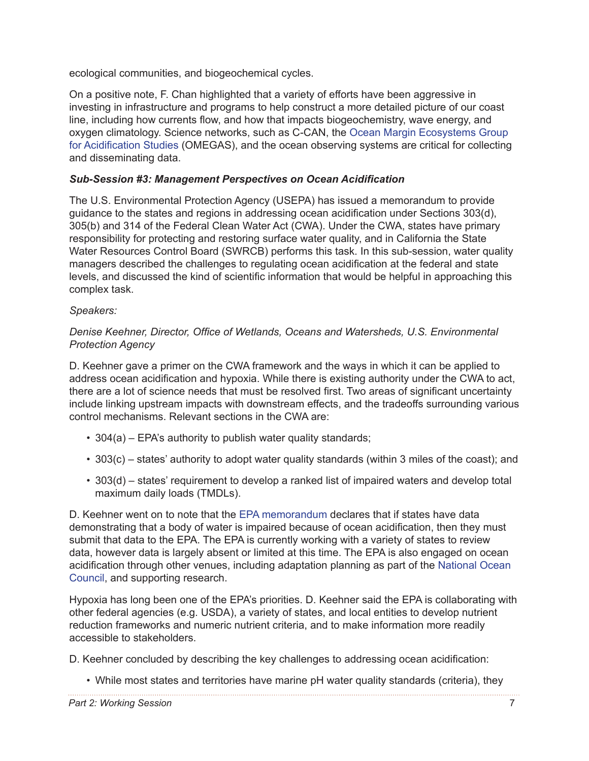ecological communities, and biogeochemical cycles.

On a positive note, F. Chan highlighted that a variety of efforts have been aggressive in investing in infrastructure and programs to help construct a more detailed picture of our coast line, including how currents flow, and how that impacts biogeochemistry, wave energy, and oxygen climatology. Science networks, such as C-CAN, the Ocean Margin Ecosystems Group for Acidification Studies (OMEGAS), and the ocean observing systems are critical for collecting and disseminating data.

***Sub-Session #3: Management Perspectives on Ocean Acidification***

The U.S. Environmental Protection Agency (USEPA) has issued a memorandum to provide guidance to the states and regions in addressing ocean acidification under Sections 303(d), 305(b) and 314 of the Federal Clean Water Act (CWA). Under the CWA, states have primary responsibility for protecting and restoring surface water quality, and in California the State Water Resources Control Board (SWRCB) performs this task. In this sub-session, water quality managers described the challenges to regulating ocean acidification at the federal and state levels, and discussed the kind of scientific information that would be helpful in approaching this complex task.

*Speakers:*

*Denise Keehner, Director, Office of Wetlands, Oceans and Watersheds, U.S. Environmental Protection Agency*

D. Keehner gave a primer on the CWA framework and the ways in which it can be applied to address ocean acidification and hypoxia. While there is existing authority under the CWA to act, there are a lot of science needs that must be resolved first. Two areas of significant uncertainty include linking upstream impacts with downstream effects, and the tradeoffs surrounding various control mechanisms. Relevant sections in the CWA are:

- 304(a) – EPA's authority to publish water quality standards;
- 303(c) – states' authority to adopt water quality standards (within 3 miles of the coast); and
- 303(d) – states' requirement to develop a ranked list of impaired waters and develop total maximum daily loads (TMDLs).

D. Keehner went on to note that the EPA memorandum declares that if states have data demonstrating that a body of water is impaired because of ocean acidification, then they must submit that data to the EPA. The EPA is currently working with a variety of states to review data, however data is largely absent or limited at this time. The EPA is also engaged on ocean acidification through other venues, including adaptation planning as part of the National Ocean Council, and supporting research.

Hypoxia has long been one of the EPA's priorities. D. Keehner said the EPA is collaborating with other federal agencies (e.g. USDA), a variety of states, and local entities to develop nutrient reduction frameworks and numeric nutrient criteria, and to make information more readily accessible to stakeholders.

D. Keehner concluded by describing the key challenges to addressing ocean acidification:

- While most states and territories have marine pH water quality standards (criteria), they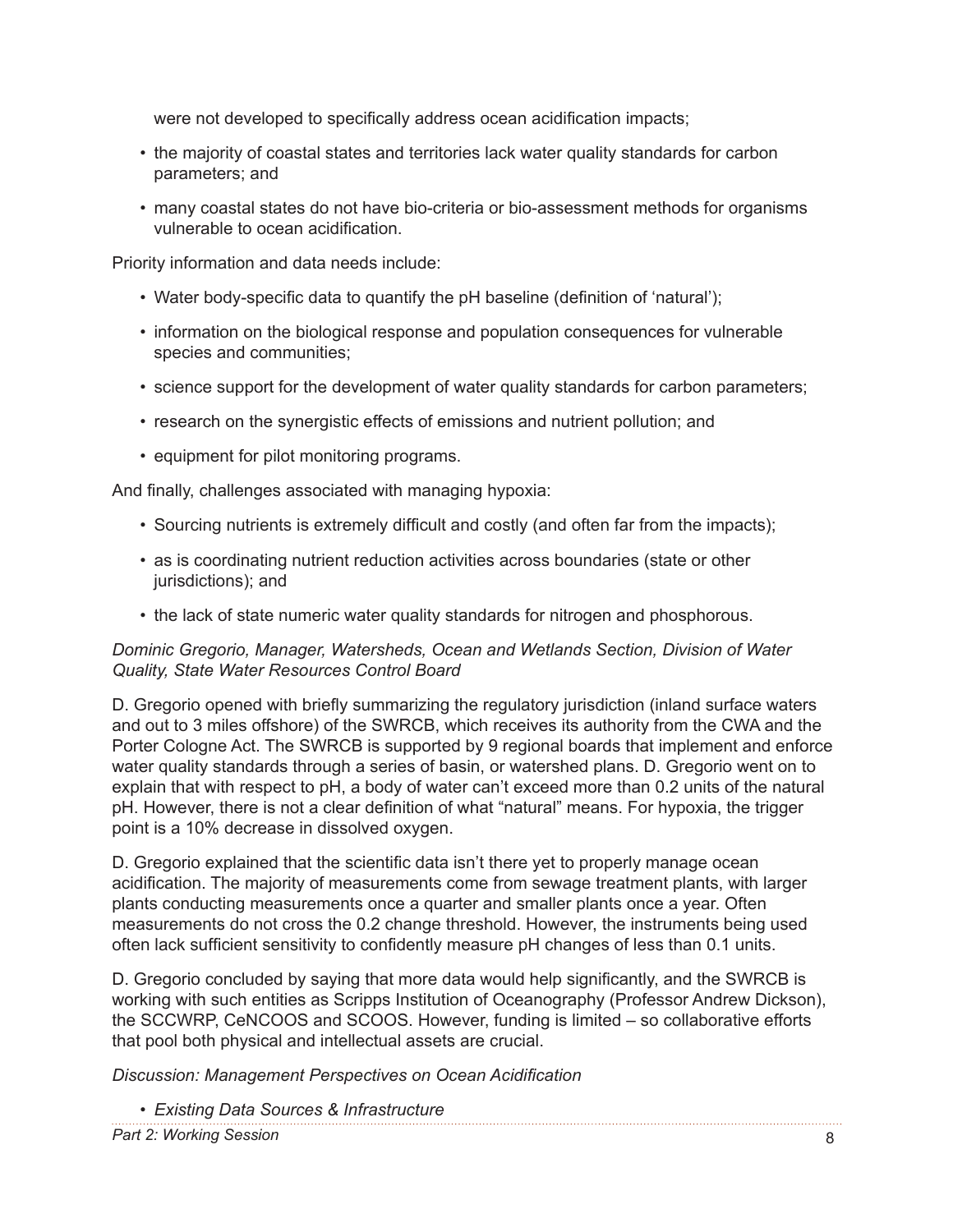were not developed to specifically address ocean acidification impacts;

- the majority of coastal states and territories lack water quality standards for carbon parameters; and
- many coastal states do not have bio-criteria or bio-assessment methods for organisms vulnerable to ocean acidification.

Priority information and data needs include:

- Water body-specific data to quantify the pH baseline (definition of 'natural');
- information on the biological response and population consequences for vulnerable species and communities;
- science support for the development of water quality standards for carbon parameters;
- research on the synergistic effects of emissions and nutrient pollution; and
- equipment for pilot monitoring programs.

And finally, challenges associated with managing hypoxia:

- Sourcing nutrients is extremely difficult and costly (and often far from the impacts);
- as is coordinating nutrient reduction activities across boundaries (state or other jurisdictions); and
- the lack of state numeric water quality standards for nitrogen and phosphorous.

*Dominic Gregorio, Manager, Watersheds, Ocean and Wetlands Section, Division of Water Quality, State Water Resources Control Board*

D. Gregorio opened with briefly summarizing the regulatory jurisdiction (inland surface waters and out to 3 miles offshore) of the SWRCB, which receives its authority from the CWA and the Porter Cologne Act. The SWRCB is supported by 9 regional boards that implement and enforce water quality standards through a series of basin, or watershed plans. D. Gregorio went on to explain that with respect to pH, a body of water can't exceed more than 0.2 units of the natural pH. However, there is not a clear definition of what "natural" means. For hypoxia, the trigger point is a 10% decrease in dissolved oxygen.

D. Gregorio explained that the scientific data isn't there yet to properly manage ocean acidification. The majority of measurements come from sewage treatment plants, with larger plants conducting measurements once a quarter and smaller plants once a year. Often measurements do not cross the 0.2 change threshold. However, the instruments being used often lack sufficient sensitivity to confidently measure pH changes of less than 0.1 units.

D. Gregorio concluded by saying that more data would help significantly, and the SWRCB is working with such entities as Scripps Institution of Oceanography (Professor Andrew Dickson), the SCCWRP, CeNCOOS and SCOOS. However, funding is limited – so collaborative efforts that pool both physical and intellectual assets are crucial.

*Discussion: Management Perspectives on Ocean Acidification*

- *Existing Data Sources & Infrastructure*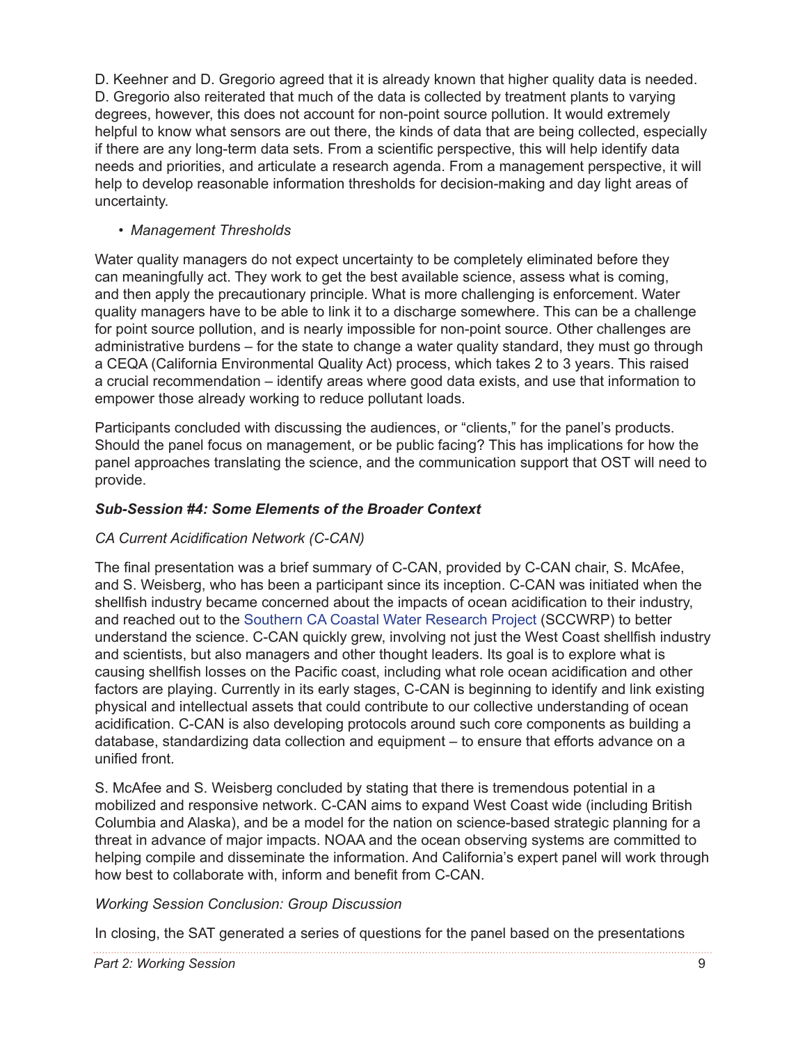D. Keehner and D. Gregorio agreed that it is already known that higher quality data is needed. D. Gregorio also reiterated that much of the data is collected by treatment plants to varying degrees, however, this does not account for non-point source pollution. It would extremely helpful to know what sensors are out there, the kinds of data that are being collected, especially if there are any long-term data sets. From a scientific perspective, this will help identify data needs and priorities, and articulate a research agenda. From a management perspective, it will help to develop reasonable information thresholds for decision-making and day light areas of uncertainty.

- *Management Thresholds*

Water quality managers do not expect uncertainty to be completely eliminated before they can meaningfully act. They work to get the best available science, assess what is coming, and then apply the precautionary principle. What is more challenging is enforcement. Water quality managers have to be able to link it to a discharge somewhere. This can be a challenge for point source pollution, and is nearly impossible for non-point source. Other challenges are administrative burdens – for the state to change a water quality standard, they must go through a CEQA (California Environmental Quality Act) process, which takes 2 to 3 years. This raised a crucial recommendation – identify areas where good data exists, and use that information to empower those already working to reduce pollutant loads.

Participants concluded with discussing the audiences, or "clients," for the panel's products. Should the panel focus on management, or be public facing? This has implications for how the panel approaches translating the science, and the communication support that OST will need to provide.

### *Sub-Session #4: Some Elements of the Broader Context*

*CA Current Acidification Network (C-CAN)*

The final presentation was a brief summary of C-CAN, provided by C-CAN chair, S. McAfee, and S. Weisberg, who has been a participant since its inception. C-CAN was initiated when the shellfish industry became concerned about the impacts of ocean acidification to their industry, and reached out to the Southern CA Coastal Water Research Project (SCCWRP) to better understand the science. C-CAN quickly grew, involving not just the West Coast shellfish industry and scientists, but also managers and other thought leaders. Its goal is to explore what is causing shellfish losses on the Pacific coast, including what role ocean acidification and other factors are playing. Currently in its early stages, C-CAN is beginning to identify and link existing physical and intellectual assets that could contribute to our collective understanding of ocean acidification. C-CAN is also developing protocols around such core components as building a database, standardizing data collection and equipment – to ensure that efforts advance on a unified front.

S. McAfee and S. Weisberg concluded by stating that there is tremendous potential in a mobilized and responsive network. C-CAN aims to expand West Coast wide (including British Columbia and Alaska), and be a model for the nation on science-based strategic planning for a threat in advance of major impacts. NOAA and the ocean observing systems are committed to helping compile and disseminate the information. And California's expert panel will work through how best to collaborate with, inform and benefit from C-CAN.

*Working Session Conclusion: Group Discussion*

In closing, the SAT generated a series of questions for the panel based on the presentations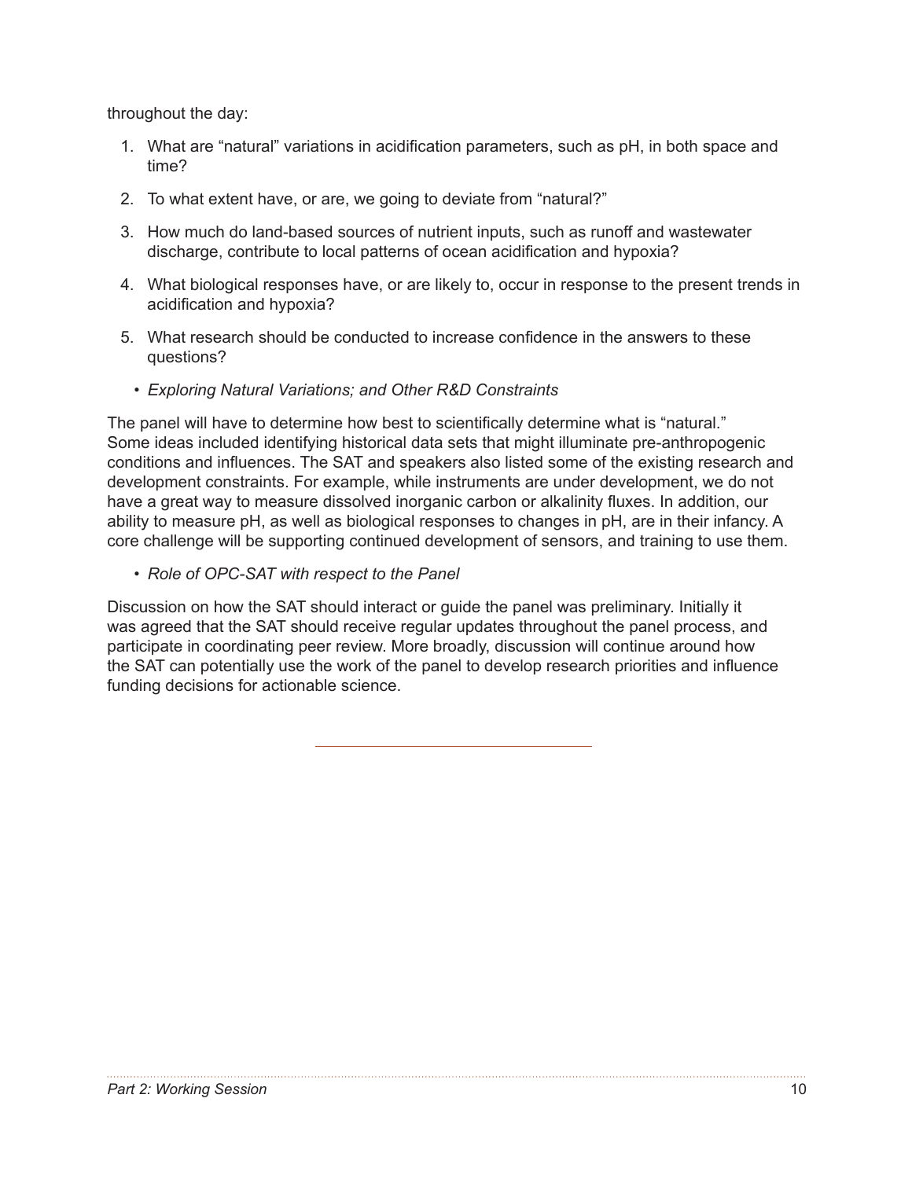throughout the day:

1. What are “natural” variations in acidification parameters, such as pH, in both space and time?
2. To what extent have, or are, we going to deviate from “natural?”
3. How much do land-based sources of nutrient inputs, such as runoff and wastewater discharge, contribute to local patterns of ocean acidification and hypoxia?
4. What biological responses have, or are likely to, occur in response to the present trends in acidification and hypoxia?
5. What research should be conducted to increase confidence in the answers to these questions?

- *Exploring Natural Variations; and Other R&D Constraints*

The panel will have to determine how best to scientifically determine what is “natural.” Some ideas included identifying historical data sets that might illuminate pre-anthropogenic conditions and influences. The SAT and speakers also listed some of the existing research and development constraints. For example, while instruments are under development, we do not have a great way to measure dissolved inorganic carbon or alkalinity fluxes. In addition, our ability to measure pH, as well as biological responses to changes in pH, are in their infancy. A core challenge will be supporting continued development of sensors, and training to use them.

- *Role of OPC-SAT with respect to the Panel*

Discussion on how the SAT should interact or guide the panel was preliminary. Initially it was agreed that the SAT should receive regular updates throughout the panel process, and participate in coordinating peer review. More broadly, discussion will continue around how the SAT can potentially use the work of the panel to develop research priorities and influence funding decisions for actionable science.

---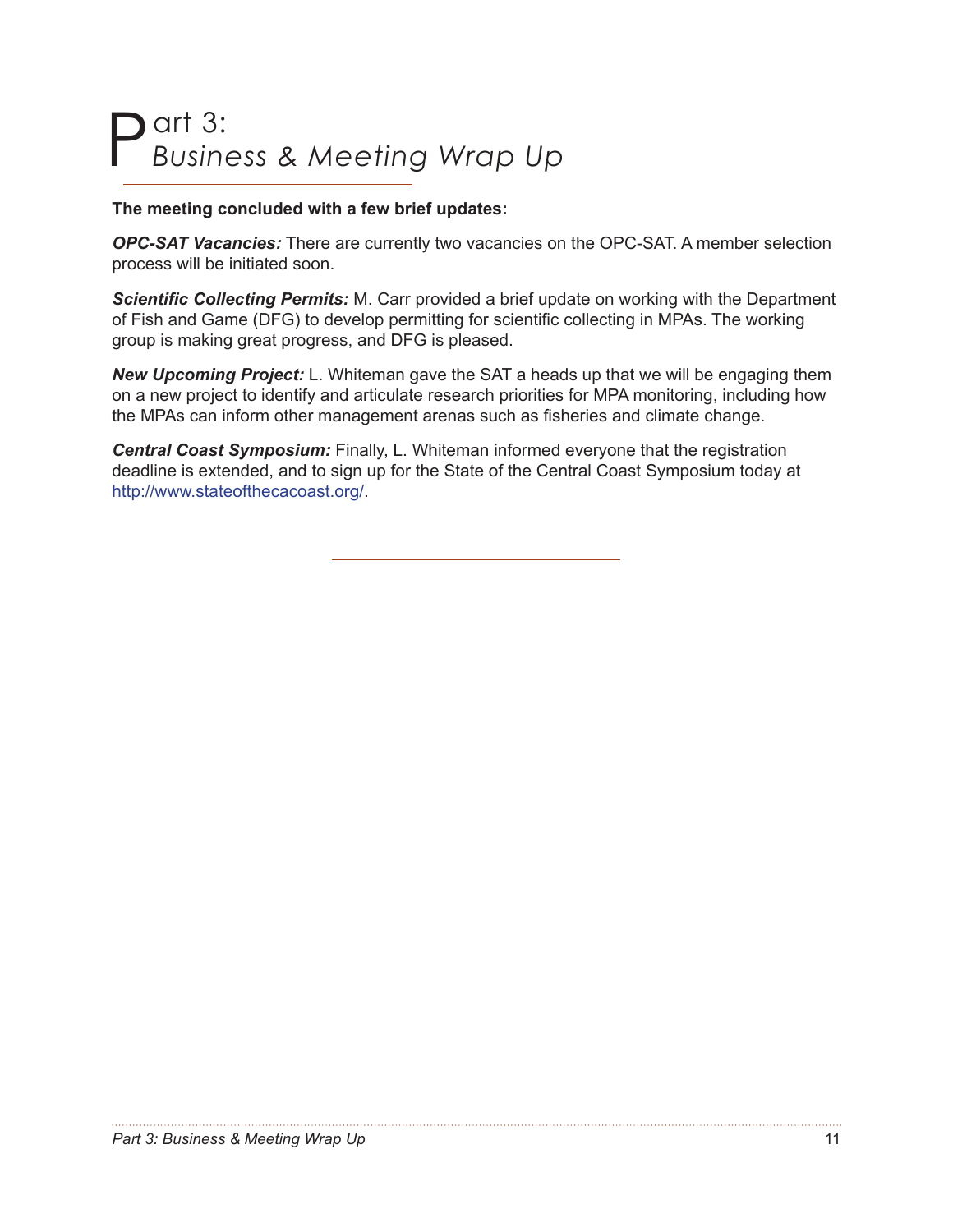# Part 3: *Business & Meeting Wrap Up*

**The meeting concluded with a few brief updates:**

***OPC-SAT Vacancies:*** There are currently two vacancies on the OPC-SAT. A member selection process will be initiated soon.

***Scientific Collecting Permits:*** M. Carr provided a brief update on working with the Department of Fish and Game (DFG) to develop permitting for scientific collecting in MPAs. The working group is making great progress, and DFG is pleased.

***New Upcoming Project:*** L. Whiteman gave the SAT a heads up that we will be engaging them on a new project to identify and articulate research priorities for MPA monitoring, including how the MPAs can inform other management arenas such as fisheries and climate change.

***Central Coast Symposium:*** Finally, L. Whiteman informed everyone that the registration deadline is extended, and to sign up for the State of the Central Coast Symposium today at http://www.stateofthecacoast.org/.